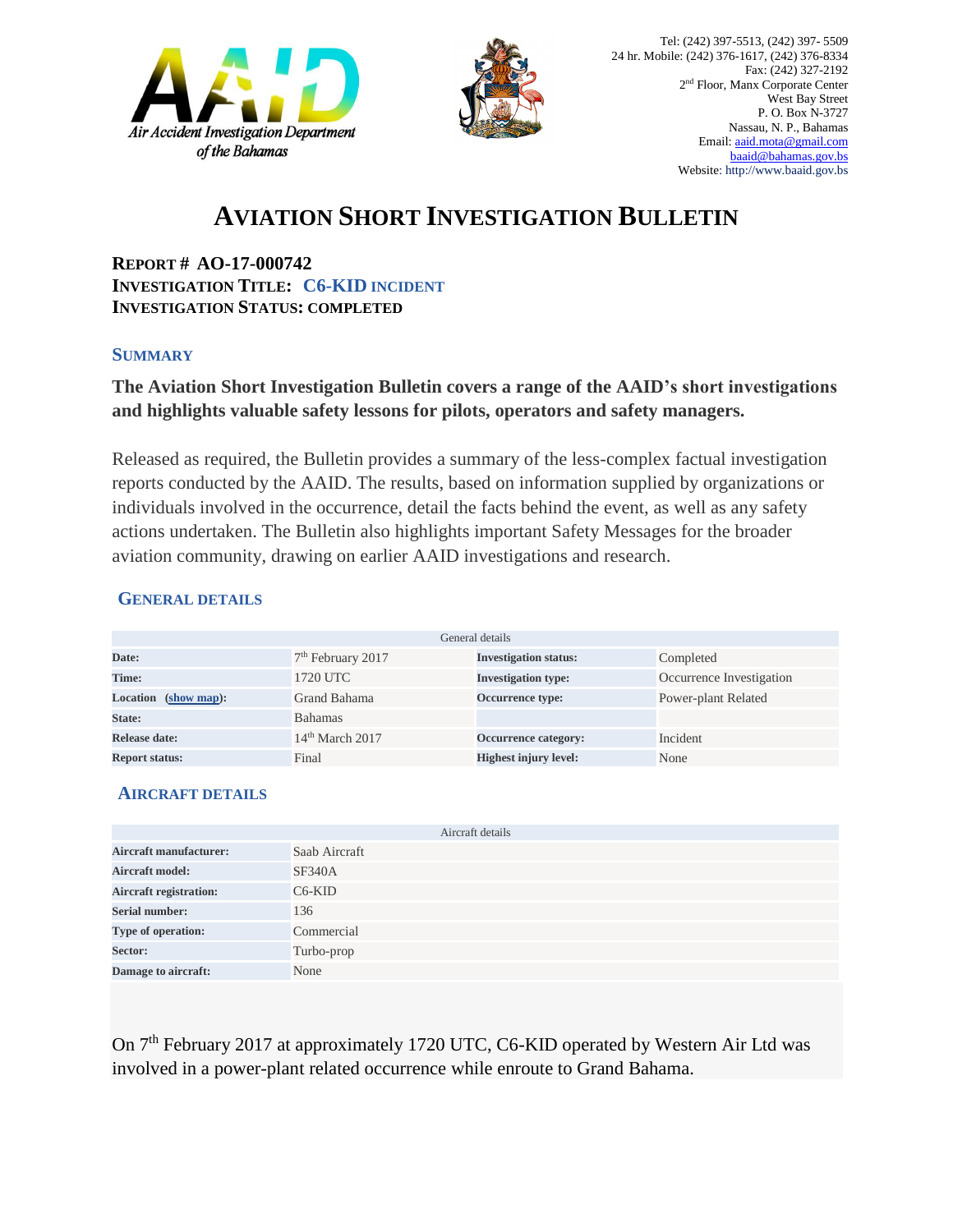Tel: (242) 397-5513, (242) 397- 5509
24 hr. Mobile: (242) 376-1617, (242) 376-8334
Fax: (242) 327-2192
2nd Floor, Manx Corporate Center
West Bay Street
P. O. Box N-3727
Nassau, N. P., Bahamas
Email: aaid.mota@gmail.com
baaid@bahamas.gov.bs
Website: http://www.baaid.gov.bs

# AVIATION SHORT INVESTIGATION BULLETIN

**REPORT # AO-17-000742**
**INVESTIGATION TITLE: C6-KID INCIDENT**
**INVESTIGATION STATUS: COMPLETED**

## SUMMARY

**The Aviation Short Investigation Bulletin covers a range of the AAID's short investigations and highlights valuable safety lessons for pilots, operators and safety managers.**

Released as required, the Bulletin provides a summary of the less-complex factual investigation reports conducted by the AAID. The results, based on information supplied by organizations or individuals involved in the occurrence, detail the facts behind the event, as well as any safety actions undertaken. The Bulletin also highlights important Safety Messages for the broader aviation community, drawing on earlier AAID investigations and research.

## GENERAL DETAILS

| General details | | | |
|---|---|---|---|
| **Date:** | 7th February 2017 | **Investigation status:** | Completed |
| **Time:** | 1720 UTC | **Investigation type:** | Occurrence Investigation |
| **Location (show map):** | Grand Bahama | **Occurrence type:** | Power-plant Related |
| **State:** | Bahamas | | |
| **Release date:** | 14th March 2017 | **Occurrence category:** | Incident |
| **Report status:** | Final | **Highest injury level:** | None |

## AIRCRAFT DETAILS

| Aircraft details | |
|---|---|
| **Aircraft manufacturer:** | Saab Aircraft |
| **Aircraft model:** | SF340A |
| **Aircraft registration:** | C6-KID |
| **Serial number:** | 136 |
| **Type of operation:** | Commercial |
| **Sector:** | Turbo-prop |
| **Damage to aircraft:** | None |

On 7th February 2017 at approximately 1720 UTC, C6-KID operated by Western Air Ltd was involved in a power-plant related occurrence while enroute to Grand Bahama.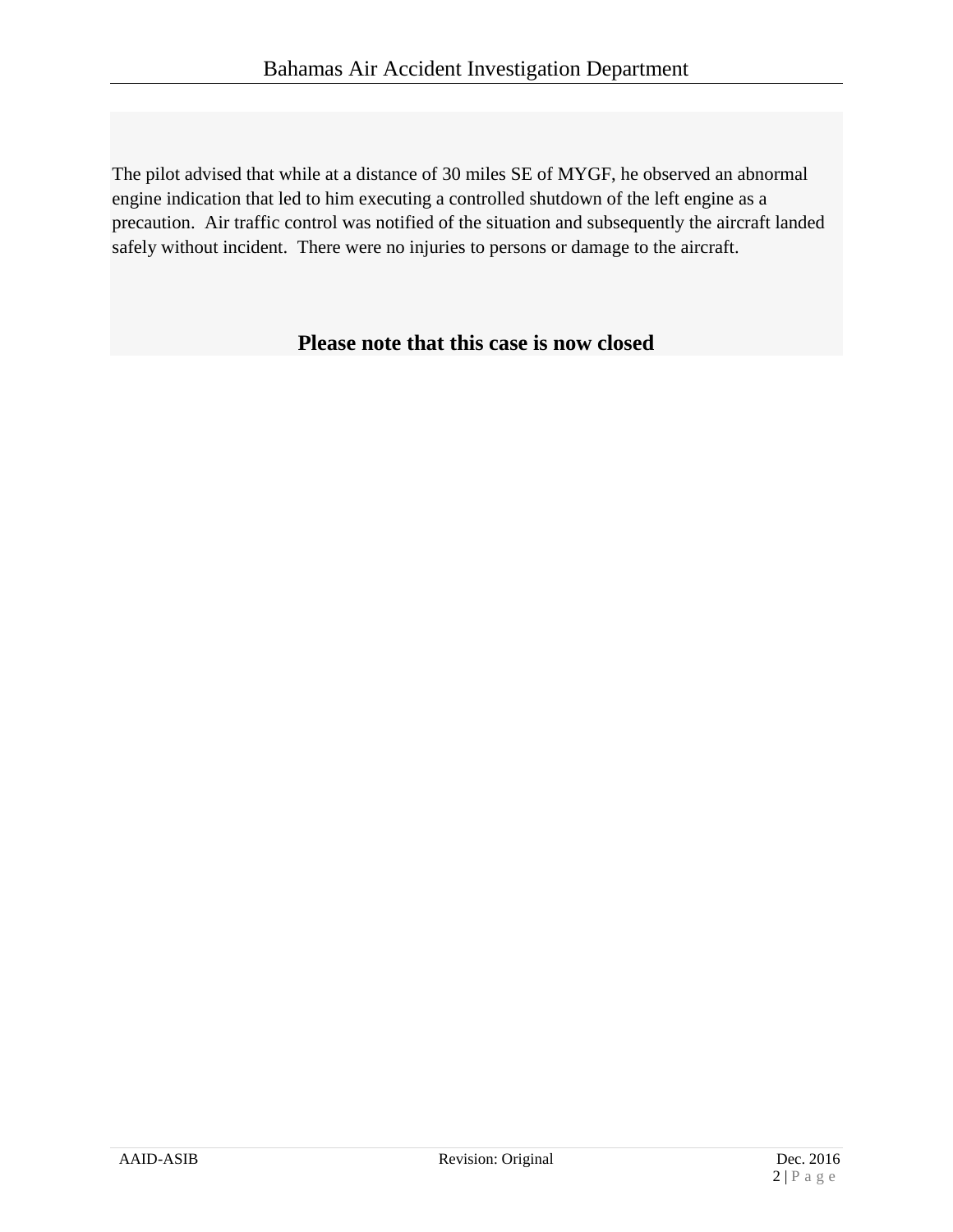The pilot advised that while at a distance of 30 miles SE of MYGF, he observed an abnormal engine indication that led to him executing a controlled shutdown of the left engine as a precaution. Air traffic control was notified of the situation and subsequently the aircraft landed safely without incident. There were no injuries to persons or damage to the aircraft.

**Please note that this case is now closed**